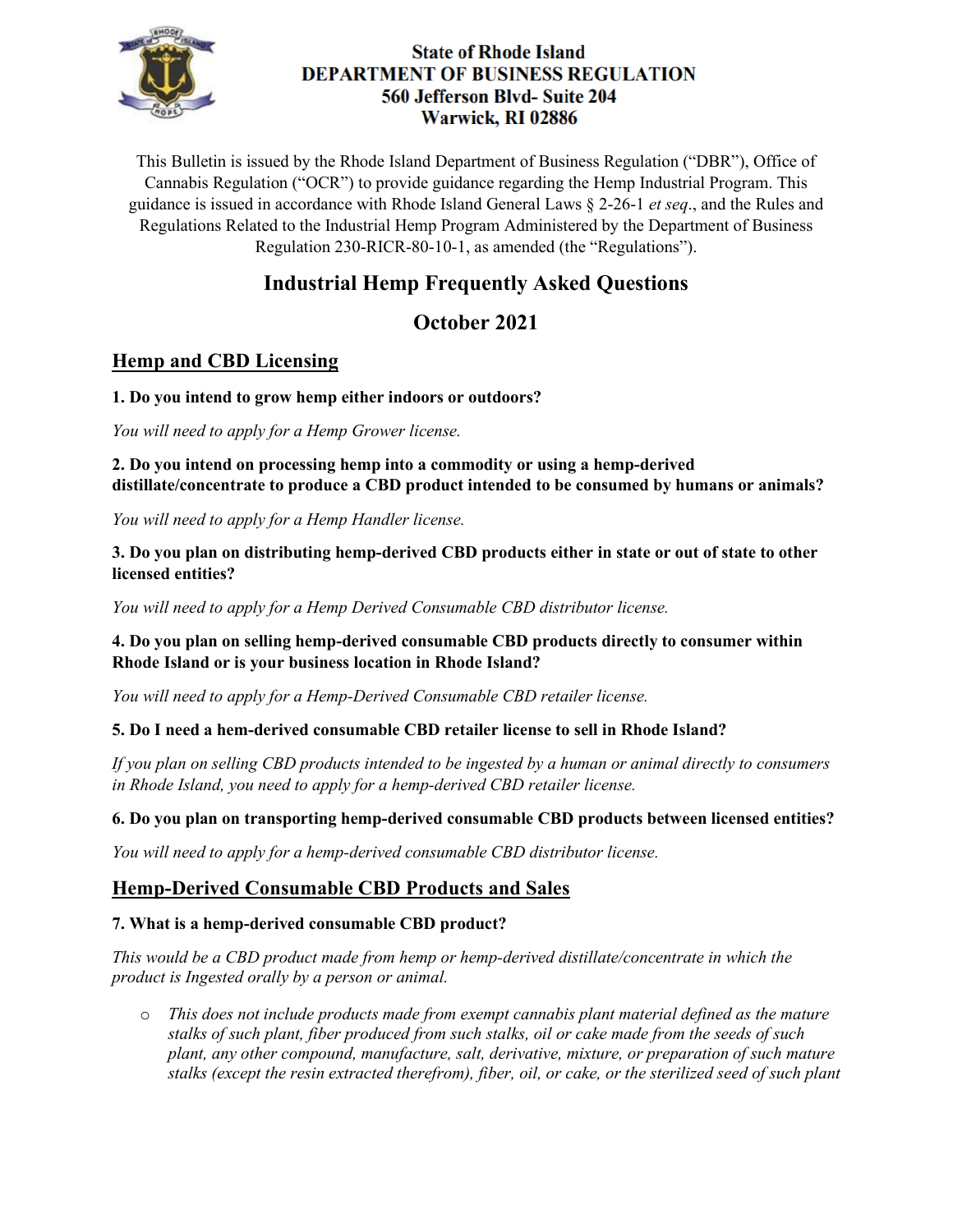**State of Rhode Island**
**DEPARTMENT OF BUSINESS REGULATION**
**560 Jefferson Blvd- Suite 204**
**Warwick, RI 02886**

This Bulletin is issued by the Rhode Island Department of Business Regulation ("DBR"), Office of Cannabis Regulation ("OCR") to provide guidance regarding the Hemp Industrial Program. This guidance is issued in accordance with Rhode Island General Laws § 2-26-1 *et seq*., and the Rules and Regulations Related to the Industrial Hemp Program Administered by the Department of Business Regulation 230-RICR-80-10-1, as amended (the "Regulations").

# Industrial Hemp Frequently Asked Questions

# October 2021

## Hemp and CBD Licensing

**1. Do you intend to grow hemp either indoors or outdoors?**

*You will need to apply for a Hemp Grower license.*

**2. Do you intend on processing hemp into a commodity or using a hemp-derived distillate/concentrate to produce a CBD product intended to be consumed by humans or animals?**

*You will need to apply for a Hemp Handler license.*

**3. Do you plan on distributing hemp-derived CBD products either in state or out of state to other licensed entities?**

*You will need to apply for a Hemp Derived Consumable CBD distributor license.*

**4. Do you plan on selling hemp-derived consumable CBD products directly to consumer within Rhode Island or is your business location in Rhode Island?**

*You will need to apply for a Hemp-Derived Consumable CBD retailer license.*

**5. Do I need a hem-derived consumable CBD retailer license to sell in Rhode Island?**

*If you plan on selling CBD products intended to be ingested by a human or animal directly to consumers in Rhode Island, you need to apply for a hemp-derived CBD retailer license.*

**6. Do you plan on transporting hemp-derived consumable CBD products between licensed entities?**

*You will need to apply for a hemp-derived consumable CBD distributor license.*

## Hemp-Derived Consumable CBD Products and Sales

**7. What is a hemp-derived consumable CBD product?**

*This would be a CBD product made from hemp or hemp-derived distillate/concentrate in which the product is Ingested orally by a person or animal.*

- *This does not include products made from exempt cannabis plant material defined as the mature stalks of such plant, fiber produced from such stalks, oil or cake made from the seeds of such plant, any other compound, manufacture, salt, derivative, mixture, or preparation of such mature stalks (except the resin extracted therefrom), fiber, oil, or cake, or the sterilized seed of such plant*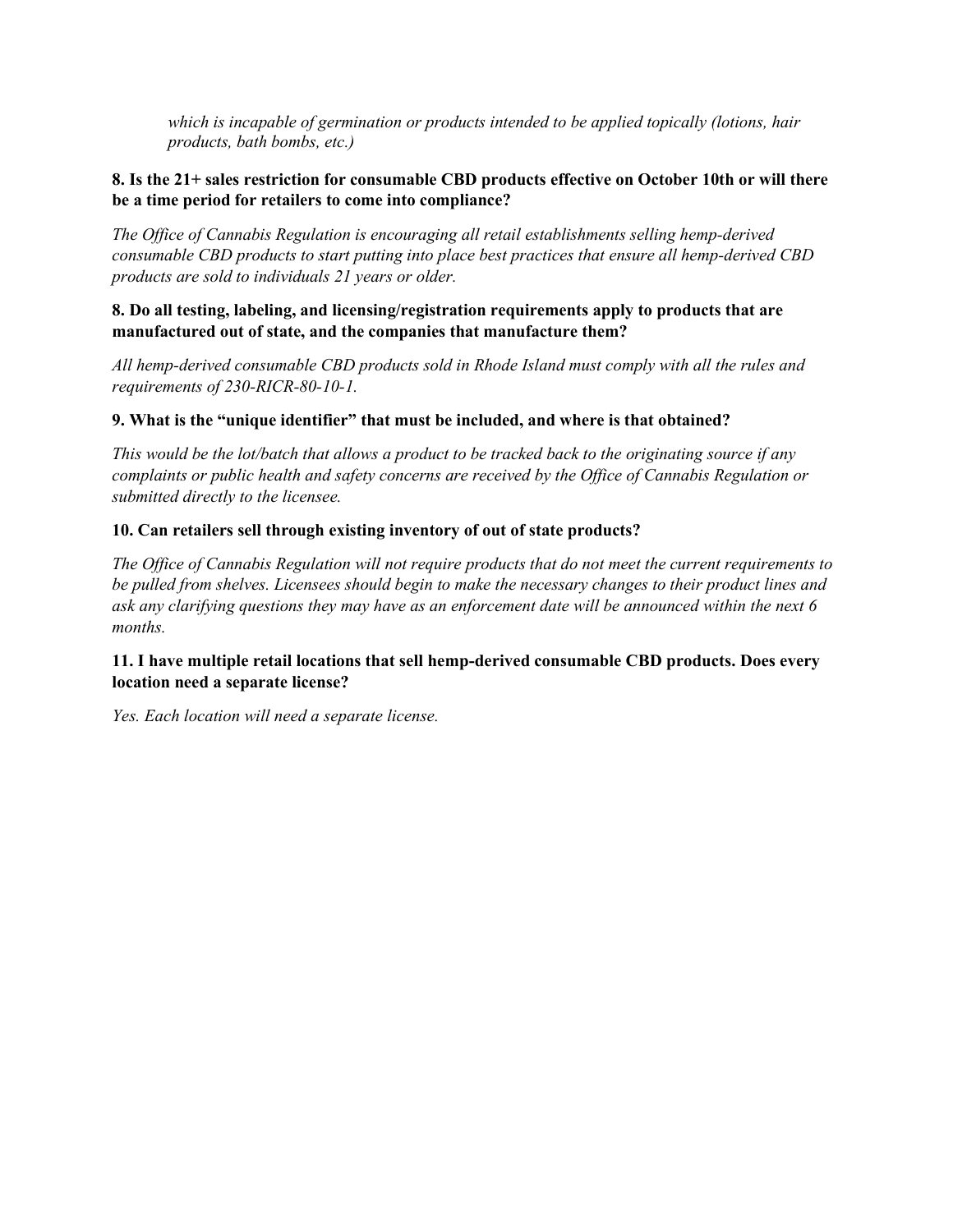*which is incapable of germination or products intended to be applied topically (lotions, hair products, bath bombs, etc.)*

**8. Is the 21+ sales restriction for consumable CBD products effective on October 10th or will there be a time period for retailers to come into compliance?**

*The Office of Cannabis Regulation is encouraging all retail establishments selling hemp-derived consumable CBD products to start putting into place best practices that ensure all hemp-derived CBD products are sold to individuals 21 years or older.*

**8. Do all testing, labeling, and licensing/registration requirements apply to products that are manufactured out of state, and the companies that manufacture them?**

*All hemp-derived consumable CBD products sold in Rhode Island must comply with all the rules and requirements of 230-RICR-80-10-1.*

**9. What is the "unique identifier" that must be included, and where is that obtained?**

*This would be the lot/batch that allows a product to be tracked back to the originating source if any complaints or public health and safety concerns are received by the Office of Cannabis Regulation or submitted directly to the licensee.*

**10. Can retailers sell through existing inventory of out of state products?**

*The Office of Cannabis Regulation will not require products that do not meet the current requirements to be pulled from shelves. Licensees should begin to make the necessary changes to their product lines and ask any clarifying questions they may have as an enforcement date will be announced within the next 6 months.*

**11. I have multiple retail locations that sell hemp-derived consumable CBD products. Does every location need a separate license?**

*Yes. Each location will need a separate license.*